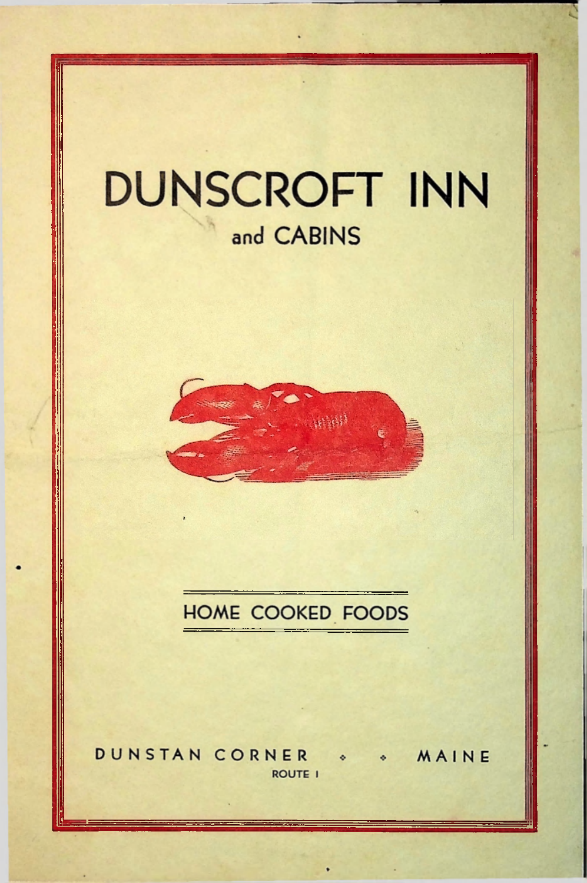# DUNSCROFT INN

## and CABINS

HOME COOKED FOODS

DUNSTAN CORNER • • MAINE

ROUTE 1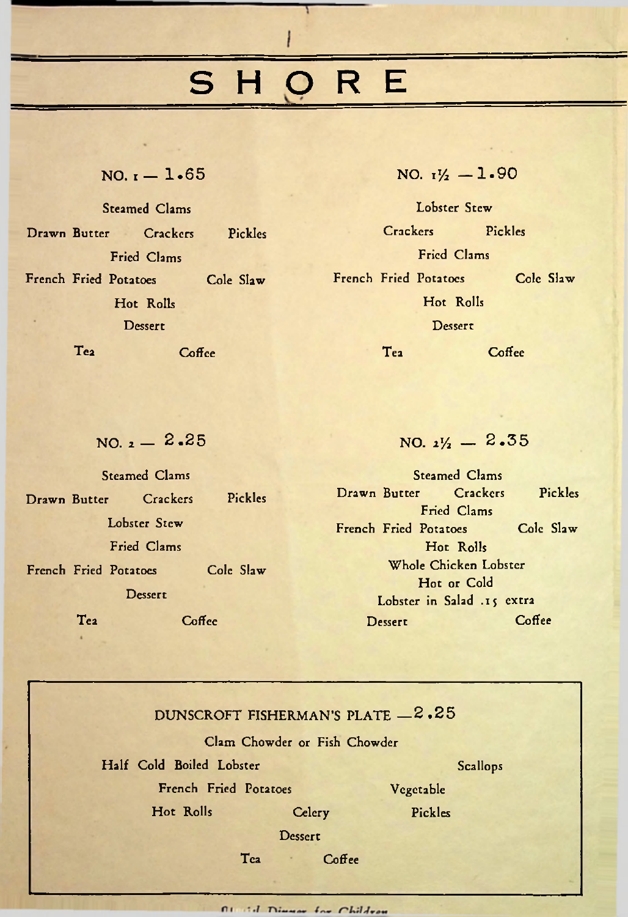# SHORE

## NO. 1 — 1.65

Steamed Clams

Drawn Butter  Crackers  Pickles

Fried Clams

French Fried Potatoes  Cole Slaw

Hot Rolls

Dessert

Tea  Coffee

## NO. 1½ — 1.90

Lobster Stew

Crackers  Pickles

Fried Clams

French Fried Potatoes  Cole Slaw

Hot Rolls

Dessert

Tea  Coffee

## NO. 2 — 2.25

Steamed Clams

Drawn Butter  Crackers  Pickles

Lobster Stew

Fried Clams

French Fried Potatoes  Cole Slaw

Dessert

Tea  Coffee

## NO. 2½ — 2.35

Steamed Clams

Drawn Butter  Crackers  Pickles

Fried Clams

French Fried Potatoes  Cole Slaw

Hot Rolls

Whole Chicken Lobster

Hot or Cold

Lobster in Salad .15 extra

Dessert  Coffee

## DUNSCROFT FISHERMAN'S PLATE — 2.25

Clam Chowder or Fish Chowder

Half Cold Boiled Lobster  Scallops

French Fried Potatoes  Vegetable

Hot Rolls  Celery  Pickles

Dessert

Tea  Coffee

Special Dinner for Children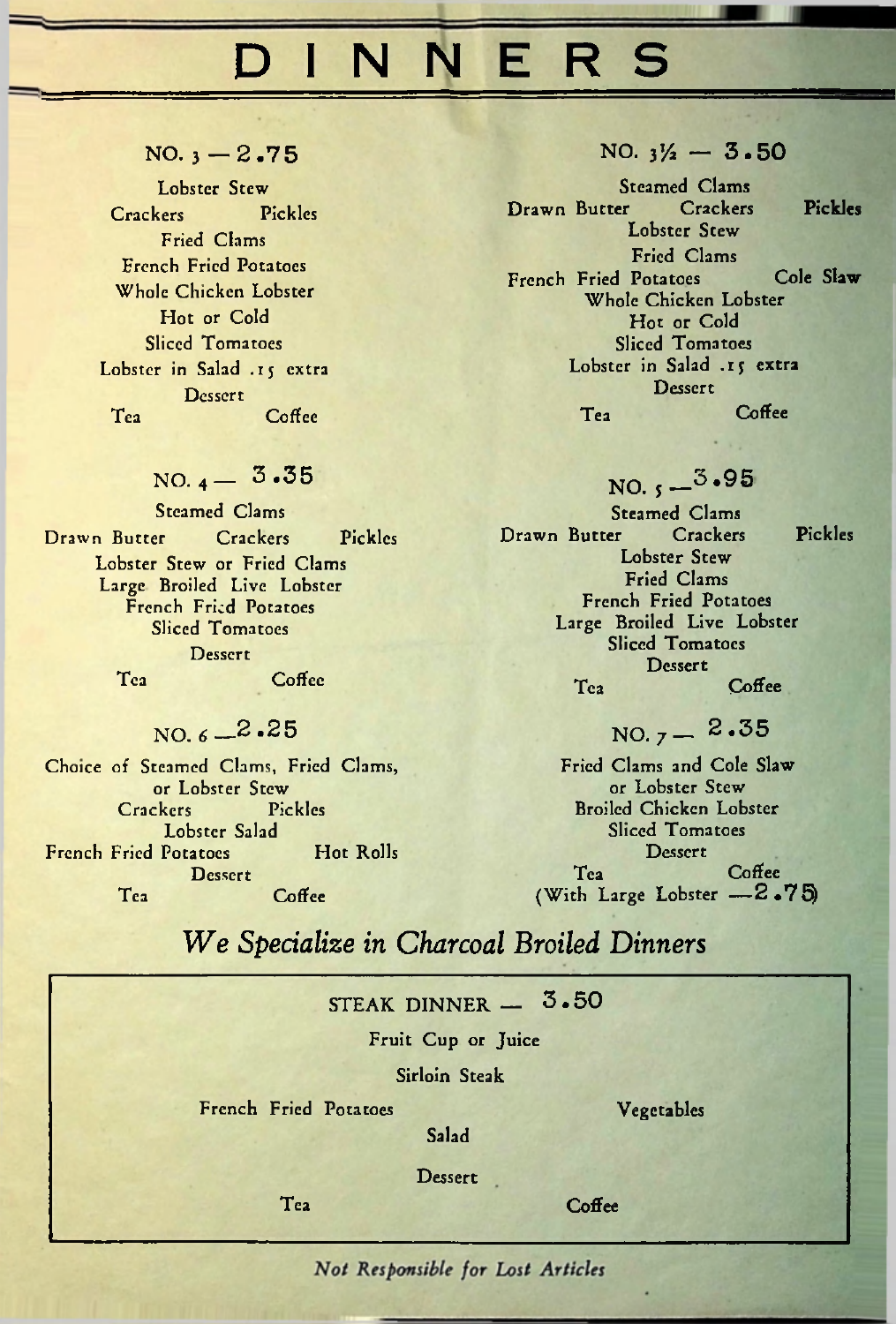# DINNERS

## NO. 3 — 2.75

Lobster Stew
Crackers Pickles
Fried Clams
French Fried Potatoes
Whole Chicken Lobster
Hot or Cold
Sliced Tomatoes
Lobster in Salad .15 extra
Dessert
Tea Coffee

## NO. 3½ — 3.50

Steamed Clams
Drawn Butter Crackers Pickles
Lobster Stew
Fried Clams
French Fried Potatoes Cole Slaw
Whole Chicken Lobster
Hot or Cold
Sliced Tomatoes
Lobster in Salad .15 extra
Dessert
Tea Coffee

## NO. 4 — 3.35

Steamed Clams
Drawn Butter Crackers Pickles
Lobster Stew or Fried Clams
Large Broiled Live Lobster
French Fried Potatoes
Sliced Tomatoes
Dessert
Tea Coffee

## NO. 5 — 3.95

Steamed Clams
Drawn Butter Crackers Pickles
Lobster Stew
Fried Clams
French Fried Potatoes
Large Broiled Live Lobster
Sliced Tomatoes
Dessert
Tea Coffee

## NO. 6 — 2.25

Choice of Steamed Clams, Fried Clams, or Lobster Stew
Crackers Pickles
Lobster Salad
French Fried Potatoes Hot Rolls
Dessert
Tea Coffee

## NO. 7 — 2.35

Fried Clams and Cole Slaw
or Lobster Stew
Broiled Chicken Lobster
Sliced Tomatoes
Dessert
Tea Coffee
(With Large Lobster — 2.75)

## *We Specialize in Charcoal Broiled Dinners*

### STEAK DINNER — 3.50

Fruit Cup or Juice
Sirloin Steak
French Fried Potatoes Vegetables
Salad
Dessert
Tea Coffee

*Not Responsible for Lost Articles*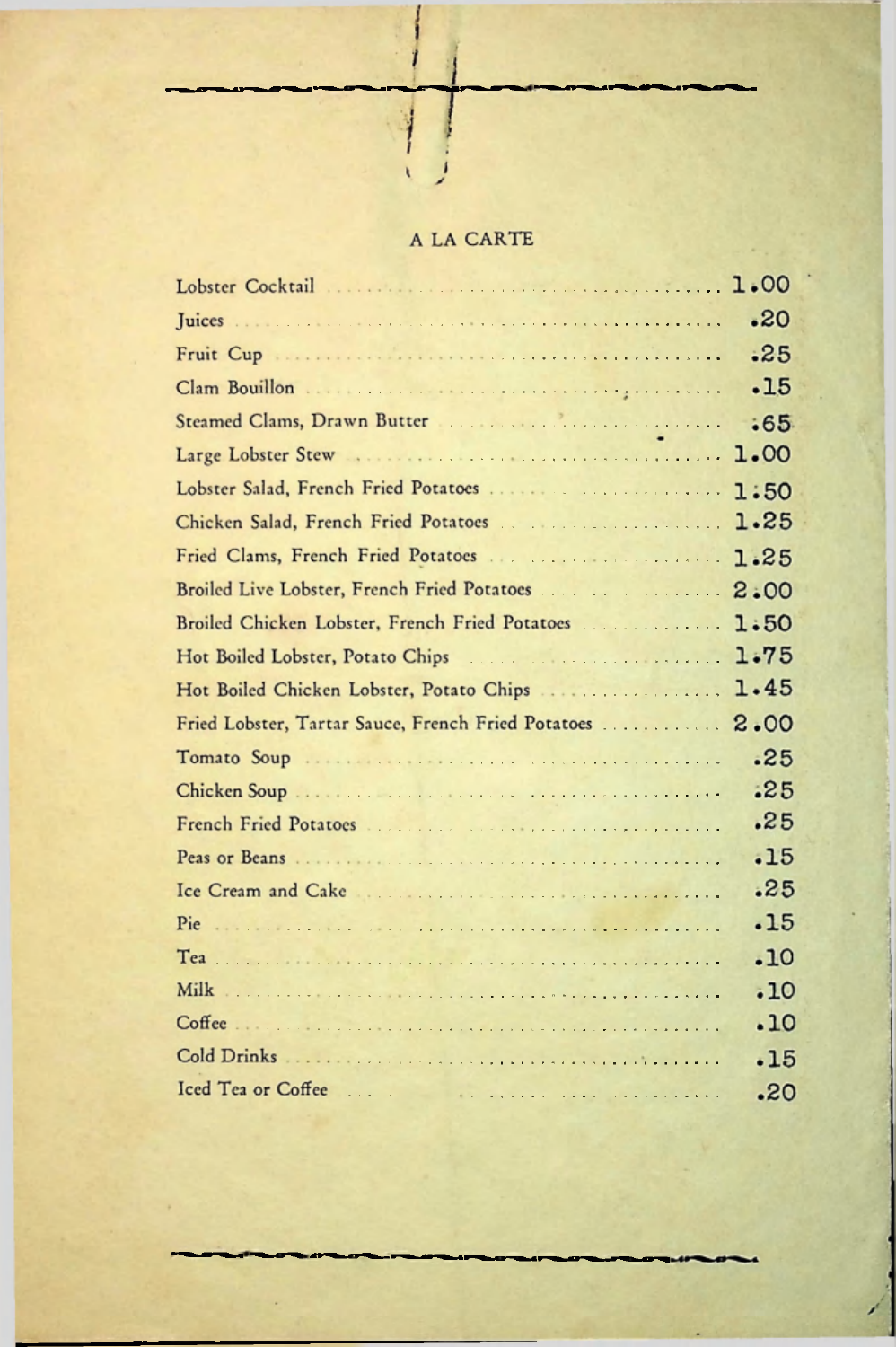## A LA CARTE

| Item | Price |
|---|---|
| Lobster Cocktail | 1.00 |
| Juices | .20 |
| Fruit Cup | .25 |
| Clam Bouillon | .15 |
| Steamed Clams, Drawn Butter | .65 |
| Large Lobster Stew | 1.00 |
| Lobster Salad, French Fried Potatoes | 1.50 |
| Chicken Salad, French Fried Potatoes | 1.25 |
| Fried Clams, French Fried Potatoes | 1.25 |
| Broiled Live Lobster, French Fried Potatoes | 2.00 |
| Broiled Chicken Lobster, French Fried Potatoes | 1.50 |
| Hot Boiled Lobster, Potato Chips | 1.75 |
| Hot Boiled Chicken Lobster, Potato Chips | 1.45 |
| Fried Lobster, Tartar Sauce, French Fried Potatoes | 2.00 |
| Tomato Soup | .25 |
| Chicken Soup | .25 |
| French Fried Potatoes | .25 |
| Peas or Beans | .15 |
| Ice Cream and Cake | .25 |
| Pie | .15 |
| Tea | .10 |
| Milk | .10 |
| Coffee | .10 |
| Cold Drinks | .15 |
| Iced Tea or Coffee | .20 |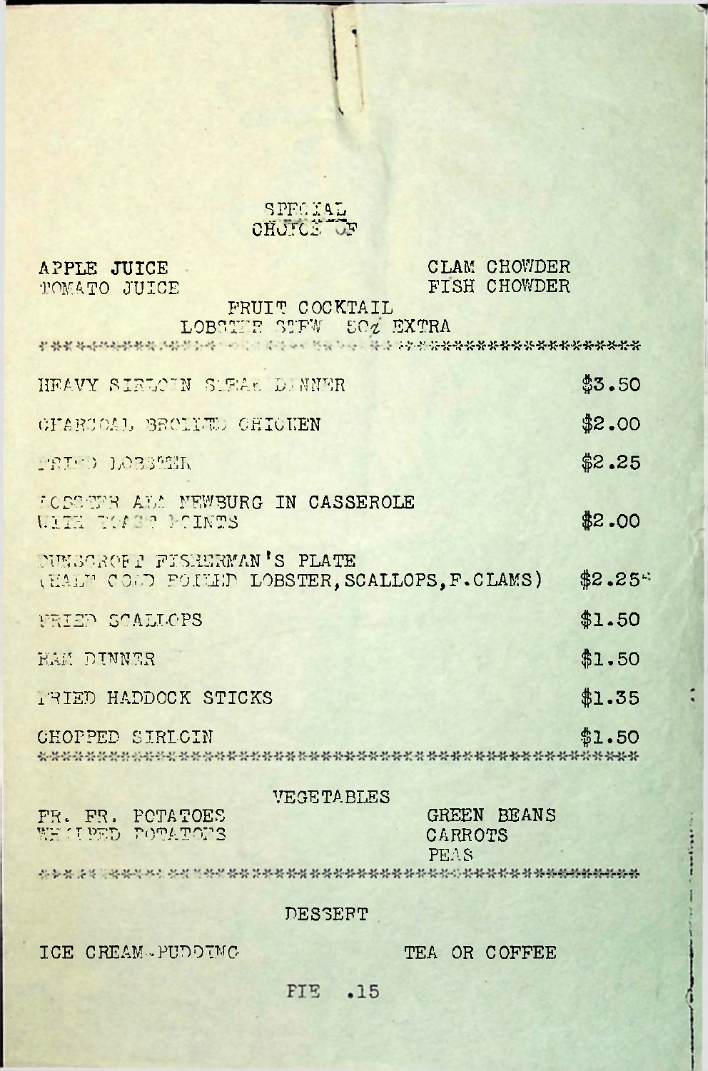## SPECIAL
### CHOICE OF

APPLE JUICE
TOMATO JUICE
CLAM CHOWDER
FISH CHOWDER
FRUIT COCKTAIL
LOBSTER STEW 50¢ EXTRA

*******************************************************

| | |
|---|---|
| HEAVY SIRLOIN STEAK DINNER | $3.50 |
| CHARCOAL BROILED CHICKEN | $2.00 |
| FRIED LOBSTER | $2.25 |
| LOBSTER ALA NEWBURG IN CASSEROLE WITH TOAST POINTS | $2.00 |
| DUNSCROFT FISHERMAN'S PLATE (HALF COLD BOILED LOBSTER, SCALLOPS, F. CLAMS) | $2.25 |
| FRIED SCALLOPS | $1.50 |
| HAM DINNER | $1.50 |
| FRIED HADDOCK STICKS | $1.35 |
| CHOPPED SIRLOIN | $1.50 |

*******************************************************

### VEGETABLES

FR. FR. POTATOES
WHIPPED POTATOES
GREEN BEANS
CARROTS
PEAS

*******************************************************

### DESSERT

ICE CREAM-PUDDING

TEA OR COFFEE

PIE .15